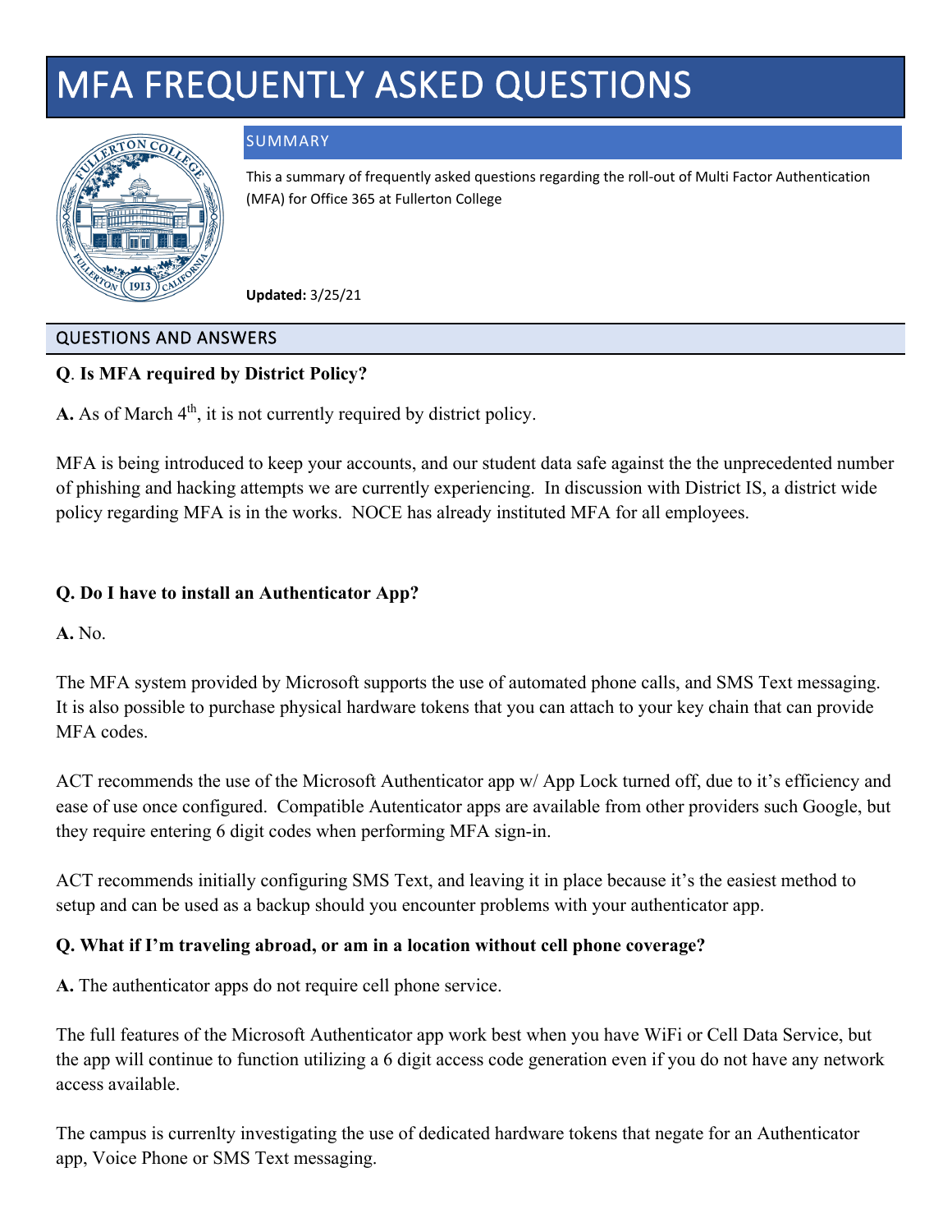# MFA FREQUENTLY ASKED QUESTIONS

## SUMMARY

This a summary of frequently asked questions regarding the roll-out of Multi Factor Authentication (MFA) for Office 365 at Fullerton College

**Updated:** 3/25/21

## QUESTIONS AND ANSWERS

**Q**. **Is MFA required by District Policy?**

**A.** As of March 4th, it is not currently required by district policy.

MFA is being introduced to keep your accounts, and our student data safe against the the unprecedented number of phishing and hacking attempts we are currently experiencing. In discussion with District IS, a district wide policy regarding MFA is in the works. NOCE has already instituted MFA for all employees.

**Q. Do I have to install an Authenticator App?**

**A.** No.

The MFA system provided by Microsoft supports the use of automated phone calls, and SMS Text messaging. It is also possible to purchase physical hardware tokens that you can attach to your key chain that can provide MFA codes.

ACT recommends the use of the Microsoft Authenticator app w/ App Lock turned off, due to it's efficiency and ease of use once configured. Compatible Autenticator apps are available from other providers such Google, but they require entering 6 digit codes when performing MFA sign-in.

ACT recommends initially configuring SMS Text, and leaving it in place because it's the easiest method to setup and can be used as a backup should you encounter problems with your authenticator app.

**Q. What if I'm traveling abroad, or am in a location without cell phone coverage?**

**A.** The authenticator apps do not require cell phone service.

The full features of the Microsoft Authenticator app work best when you have WiFi or Cell Data Service, but the app will continue to function utilizing a 6 digit access code generation even if you do not have any network access available.

The campus is currenlty investigating the use of dedicated hardware tokens that negate for an Authenticator app, Voice Phone or SMS Text messaging.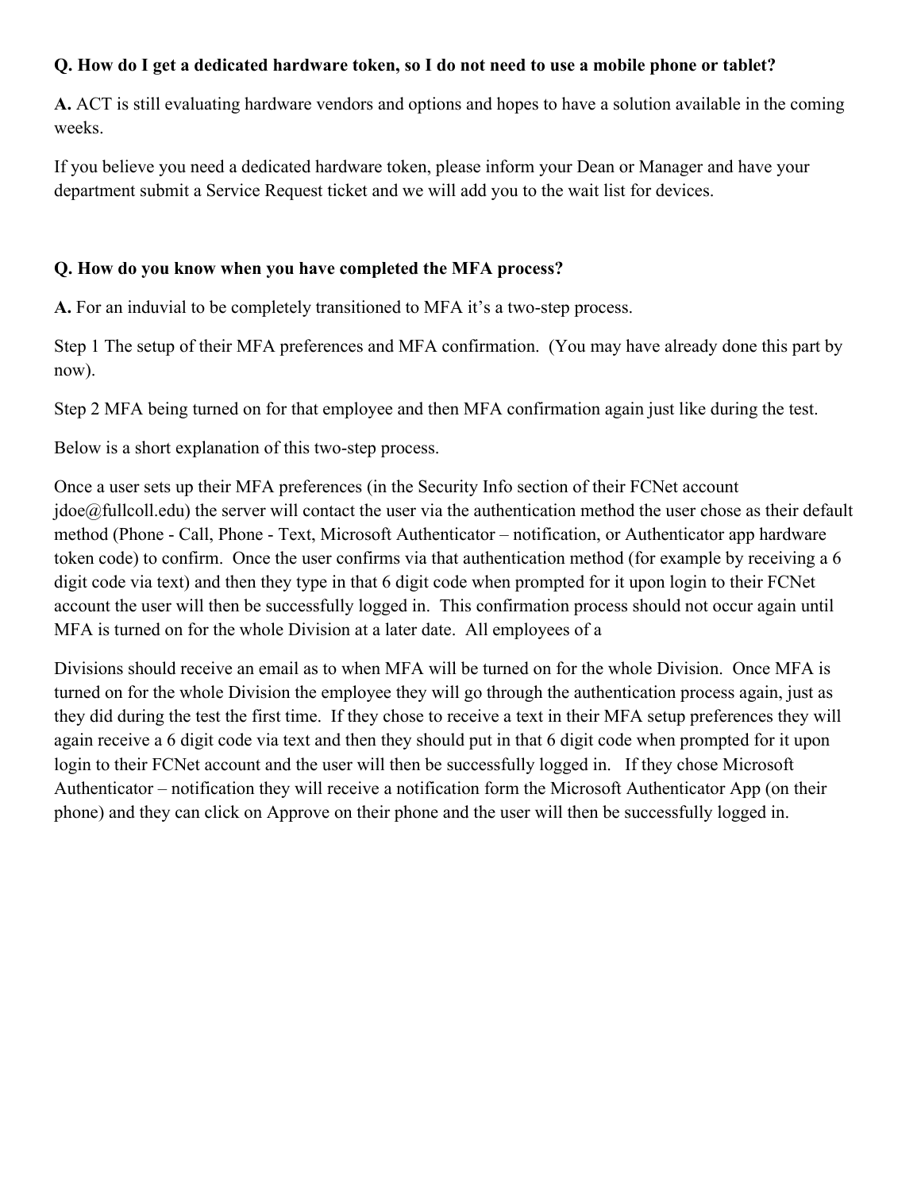**Q. How do I get a dedicated hardware token, so I do not need to use a mobile phone or tablet?**

**A.** ACT is still evaluating hardware vendors and options and hopes to have a solution available in the coming weeks.

If you believe you need a dedicated hardware token, please inform your Dean or Manager and have your department submit a Service Request ticket and we will add you to the wait list for devices.

**Q. How do you know when you have completed the MFA process?**

**A.** For an induvial to be completely transitioned to MFA it's a two-step process.

Step 1 The setup of their MFA preferences and MFA confirmation. (You may have already done this part by now).

Step 2 MFA being turned on for that employee and then MFA confirmation again just like during the test.

Below is a short explanation of this two-step process.

Once a user sets up their MFA preferences (in the Security Info section of their FCNet account jdoe@fullcoll.edu) the server will contact the user via the authentication method the user chose as their default method (Phone - Call, Phone - Text, Microsoft Authenticator – notification, or Authenticator app hardware token code) to confirm. Once the user confirms via that authentication method (for example by receiving a 6 digit code via text) and then they type in that 6 digit code when prompted for it upon login to their FCNet account the user will then be successfully logged in. This confirmation process should not occur again until MFA is turned on for the whole Division at a later date. All employees of a

Divisions should receive an email as to when MFA will be turned on for the whole Division. Once MFA is turned on for the whole Division the employee they will go through the authentication process again, just as they did during the test the first time. If they chose to receive a text in their MFA setup preferences they will again receive a 6 digit code via text and then they should put in that 6 digit code when prompted for it upon login to their FCNet account and the user will then be successfully logged in. If they chose Microsoft Authenticator – notification they will receive a notification form the Microsoft Authenticator App (on their phone) and they can click on Approve on their phone and the user will then be successfully logged in.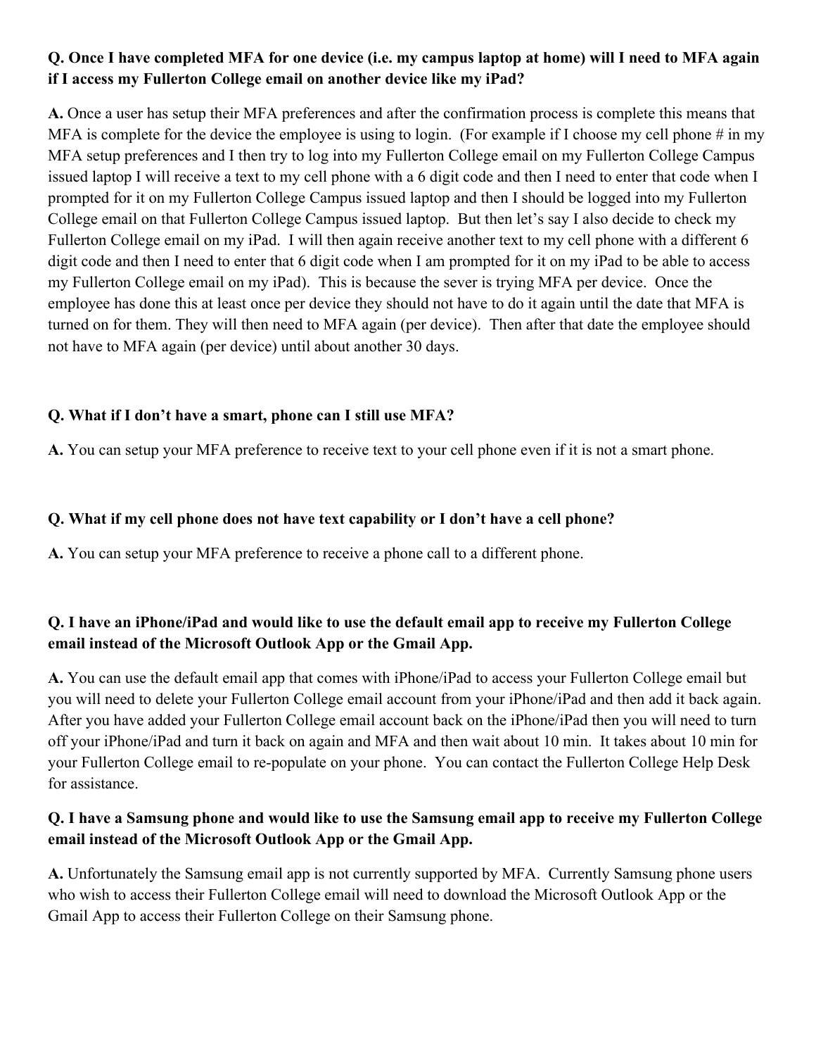**Q. Once I have completed MFA for one device (i.e. my campus laptop at home) will I need to MFA again if I access my Fullerton College email on another device like my iPad?**

**A.** Once a user has setup their MFA preferences and after the confirmation process is complete this means that MFA is complete for the device the employee is using to login. (For example if I choose my cell phone # in my MFA setup preferences and I then try to log into my Fullerton College email on my Fullerton College Campus issued laptop I will receive a text to my cell phone with a 6 digit code and then I need to enter that code when I prompted for it on my Fullerton College Campus issued laptop and then I should be logged into my Fullerton College email on that Fullerton College Campus issued laptop. But then let's say I also decide to check my Fullerton College email on my iPad. I will then again receive another text to my cell phone with a different 6 digit code and then I need to enter that 6 digit code when I am prompted for it on my iPad to be able to access my Fullerton College email on my iPad). This is because the sever is trying MFA per device. Once the employee has done this at least once per device they should not have to do it again until the date that MFA is turned on for them. They will then need to MFA again (per device). Then after that date the employee should not have to MFA again (per device) until about another 30 days.

**Q. What if I don't have a smart, phone can I still use MFA?**

**A.** You can setup your MFA preference to receive text to your cell phone even if it is not a smart phone.

**Q. What if my cell phone does not have text capability or I don't have a cell phone?**

**A.** You can setup your MFA preference to receive a phone call to a different phone.

**Q. I have an iPhone/iPad and would like to use the default email app to receive my Fullerton College email instead of the Microsoft Outlook App or the Gmail App.**

**A.** You can use the default email app that comes with iPhone/iPad to access your Fullerton College email but you will need to delete your Fullerton College email account from your iPhone/iPad and then add it back again. After you have added your Fullerton College email account back on the iPhone/iPad then you will need to turn off your iPhone/iPad and turn it back on again and MFA and then wait about 10 min. It takes about 10 min for your Fullerton College email to re-populate on your phone. You can contact the Fullerton College Help Desk for assistance.

**Q. I have a Samsung phone and would like to use the Samsung email app to receive my Fullerton College email instead of the Microsoft Outlook App or the Gmail App.**

**A.** Unfortunately the Samsung email app is not currently supported by MFA. Currently Samsung phone users who wish to access their Fullerton College email will need to download the Microsoft Outlook App or the Gmail App to access their Fullerton College on their Samsung phone.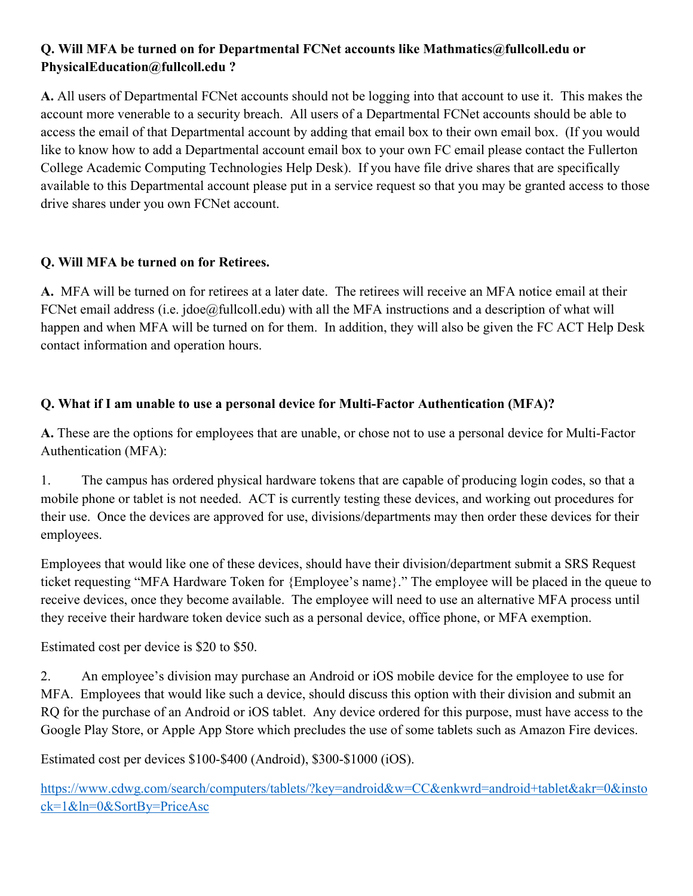**Q. Will MFA be turned on for Departmental FCNet accounts like Mathmatics@fullcoll.edu or PhysicalEducation@fullcoll.edu ?**

**A.** All users of Departmental FCNet accounts should not be logging into that account to use it. This makes the account more venerable to a security breach. All users of a Departmental FCNet accounts should be able to access the email of that Departmental account by adding that email box to their own email box. (If you would like to know how to add a Departmental account email box to your own FC email please contact the Fullerton College Academic Computing Technologies Help Desk). If you have file drive shares that are specifically available to this Departmental account please put in a service request so that you may be granted access to those drive shares under you own FCNet account.

**Q. Will MFA be turned on for Retirees.**

**A.** MFA will be turned on for retirees at a later date. The retirees will receive an MFA notice email at their FCNet email address (i.e. jdoe@fullcoll.edu) with all the MFA instructions and a description of what will happen and when MFA will be turned on for them. In addition, they will also be given the FC ACT Help Desk contact information and operation hours.

**Q. What if I am unable to use a personal device for Multi-Factor Authentication (MFA)?**

**A.** These are the options for employees that are unable, or chose not to use a personal device for Multi-Factor Authentication (MFA):

1. The campus has ordered physical hardware tokens that are capable of producing login codes, so that a mobile phone or tablet is not needed. ACT is currently testing these devices, and working out procedures for their use. Once the devices are approved for use, divisions/departments may then order these devices for their employees.

Employees that would like one of these devices, should have their division/department submit a SRS Request ticket requesting "MFA Hardware Token for {Employee's name}." The employee will be placed in the queue to receive devices, once they become available. The employee will need to use an alternative MFA process until they receive their hardware token device such as a personal device, office phone, or MFA exemption.

Estimated cost per device is $20 to $50.

2. An employee's division may purchase an Android or iOS mobile device for the employee to use for MFA. Employees that would like such a device, should discuss this option with their division and submit an RQ for the purchase of an Android or iOS tablet. Any device ordered for this purpose, must have access to the Google Play Store, or Apple App Store which precludes the use of some tablets such as Amazon Fire devices.

Estimated cost per devices $100-$400 (Android), $300-$1000 (iOS).

https://www.cdwg.com/search/computers/tablets/?key=android&w=CC&enkwrd=android+tablet&akr=0&instock=1&ln=0&SortBy=PriceAsc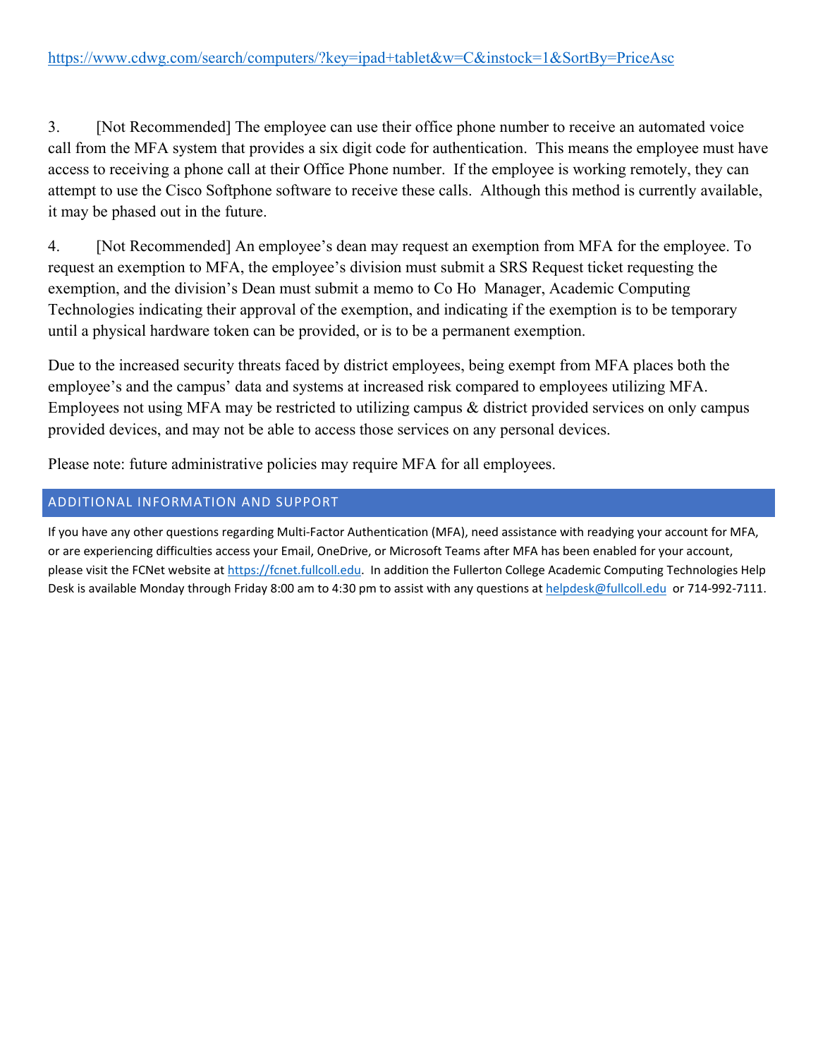https://www.cdwg.com/search/computers/?key=ipad+tablet&w=C&instock=1&SortBy=PriceAsc

3. [Not Recommended] The employee can use their office phone number to receive an automated voice call from the MFA system that provides a six digit code for authentication. This means the employee must have access to receiving a phone call at their Office Phone number. If the employee is working remotely, they can attempt to use the Cisco Softphone software to receive these calls. Although this method is currently available, it may be phased out in the future.

4. [Not Recommended] An employee's dean may request an exemption from MFA for the employee. To request an exemption to MFA, the employee's division must submit a SRS Request ticket requesting the exemption, and the division's Dean must submit a memo to Co Ho Manager, Academic Computing Technologies indicating their approval of the exemption, and indicating if the exemption is to be temporary until a physical hardware token can be provided, or is to be a permanent exemption.

Due to the increased security threats faced by district employees, being exempt from MFA places both the employee's and the campus' data and systems at increased risk compared to employees utilizing MFA. Employees not using MFA may be restricted to utilizing campus & district provided services on only campus provided devices, and may not be able to access those services on any personal devices.

Please note: future administrative policies may require MFA for all employees.

## ADDITIONAL INFORMATION AND SUPPORT

If you have any other questions regarding Multi-Factor Authentication (MFA), need assistance with readying your account for MFA, or are experiencing difficulties access your Email, OneDrive, or Microsoft Teams after MFA has been enabled for your account, please visit the FCNet website at https://fcnet.fullcoll.edu. In addition the Fullerton College Academic Computing Technologies Help Desk is available Monday through Friday 8:00 am to 4:30 pm to assist with any questions at helpdesk@fullcoll.edu or 714-992-7111.